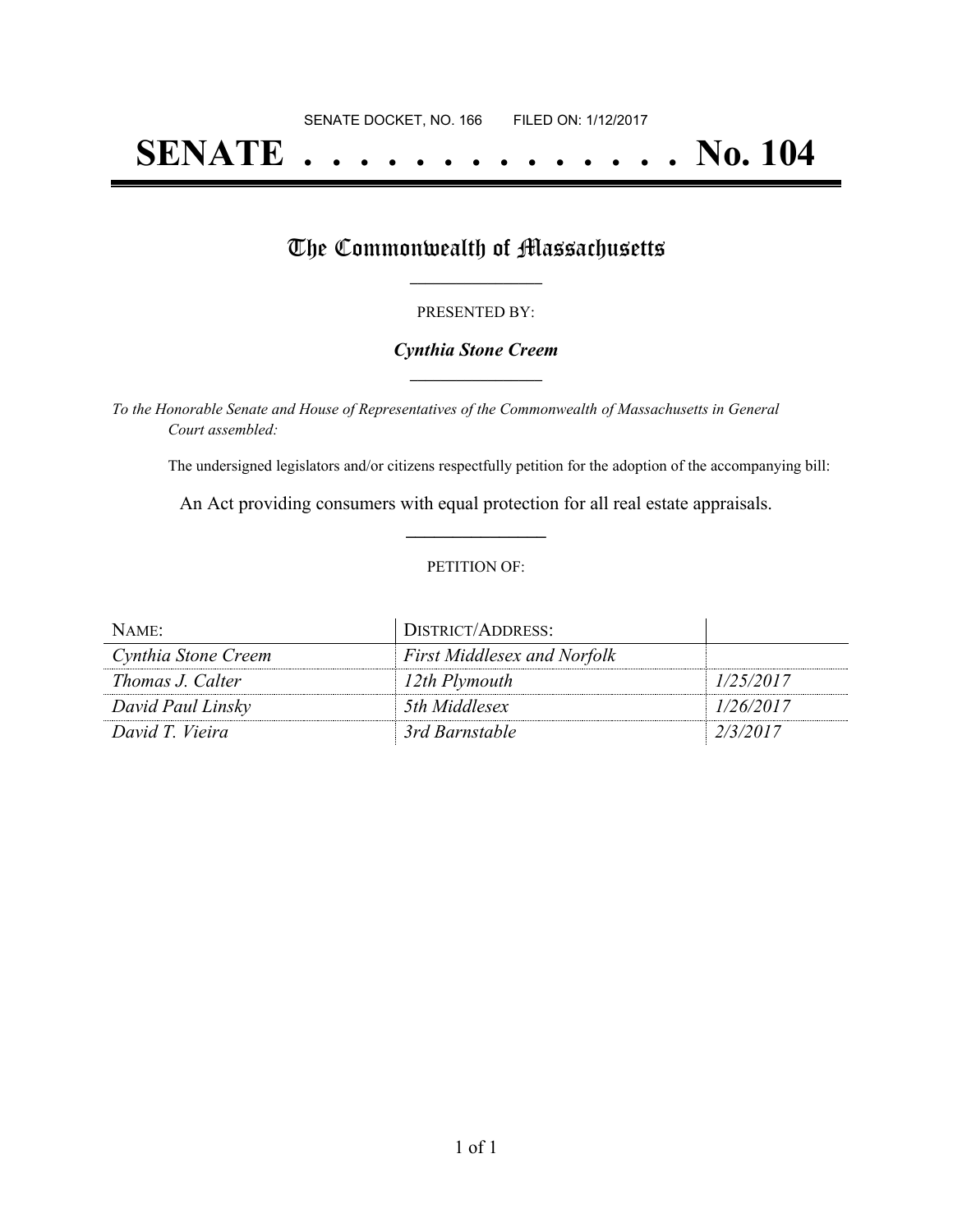SENATE DOCKET, NO. 166        FILED ON: 1/12/2017

# SENATE . . . . . . . . . . . . . . No. 104

## The Commonwealth of Massachusetts

PRESENTED BY:

***Cynthia Stone Creem***

*To the Honorable Senate and House of Representatives of the Commonwealth of Massachusetts in General Court assembled:*

The undersigned legislators and/or citizens respectfully petition for the adoption of the accompanying bill:

An Act providing consumers with equal protection for all real estate appraisals.

PETITION OF:

| NAME: | DISTRICT/ADDRESS: | |
|---|---|---|
| *Cynthia Stone Creem* | *First Middlesex and Norfolk* | |
| *Thomas J. Calter* | *12th Plymouth* | *1/25/2017* |
| *David Paul Linsky* | *5th Middlesex* | *1/26/2017* |
| *David T. Vieira* | *3rd Barnstable* | *2/3/2017* |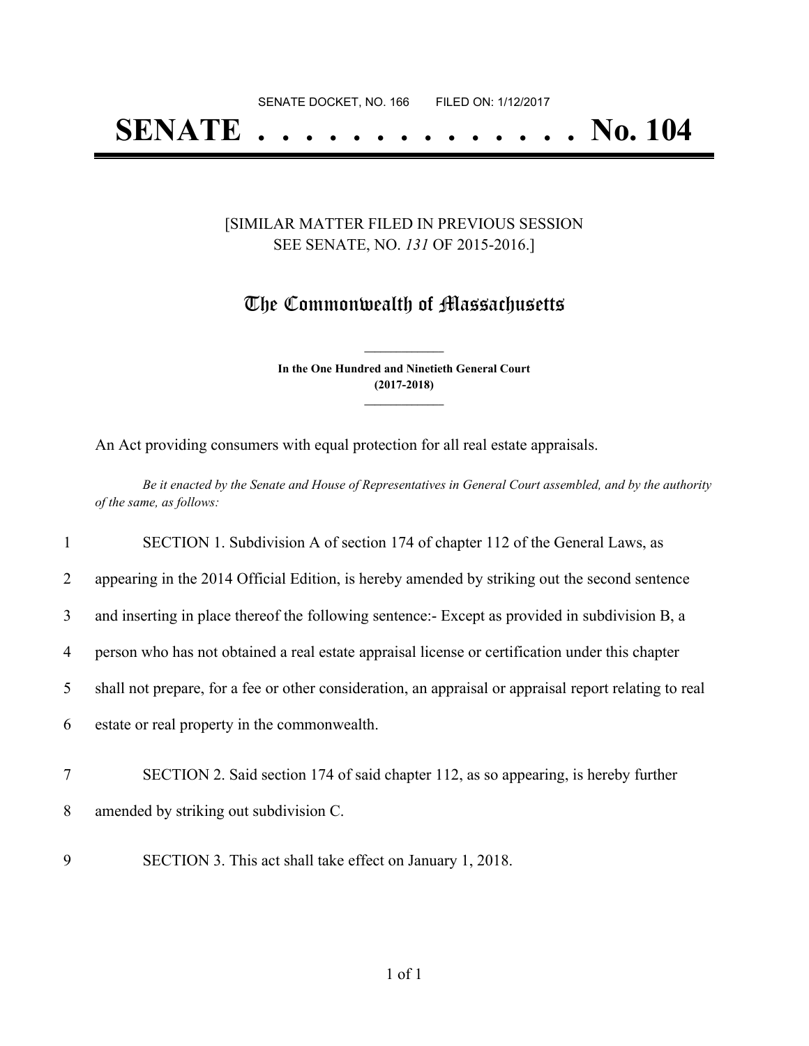SENATE DOCKET, NO. 166 FILED ON: 1/12/2017

# SENATE . . . . . . . . . . . . . . No. 104

[SIMILAR MATTER FILED IN PREVIOUS SESSION
SEE SENATE, NO. *131* OF 2015-2016.]

## The Commonwealth of Massachusetts

**In the One Hundred and Ninetieth General Court**
**(2017-2018)**

An Act providing consumers with equal protection for all real estate appraisals.

*Be it enacted by the Senate and House of Representatives in General Court assembled, and by the authority of the same, as follows:*

1 SECTION 1. Subdivision A of section 174 of chapter 112 of the General Laws, as
2 appearing in the 2014 Official Edition, is hereby amended by striking out the second sentence
3 and inserting in place thereof the following sentence:- Except as provided in subdivision B, a
4 person who has not obtained a real estate appraisal license or certification under this chapter
5 shall not prepare, for a fee or other consideration, an appraisal or appraisal report relating to real
6 estate or real property in the commonwealth.

7 SECTION 2. Said section 174 of said chapter 112, as so appearing, is hereby further
8 amended by striking out subdivision C.

9 SECTION 3. This act shall take effect on January 1, 2018.